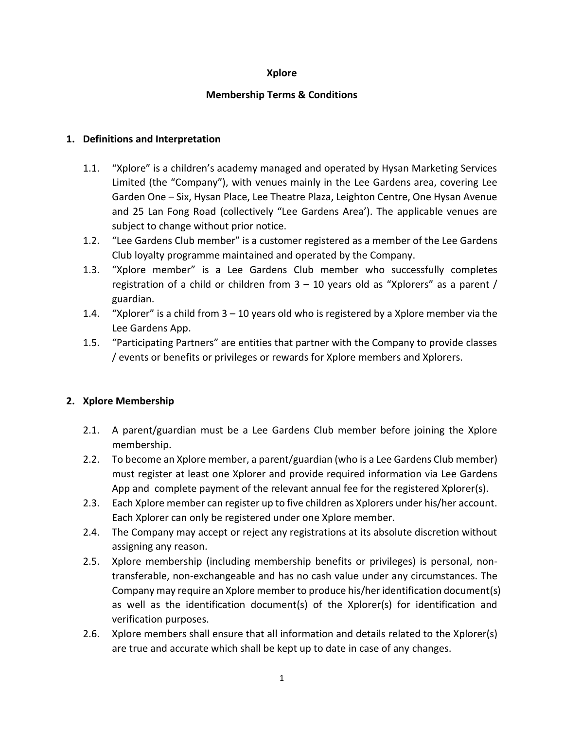**Xplore**

**Membership Terms & Conditions**

## 1. Definitions and Interpretation

1.1. "Xplore" is a children's academy managed and operated by Hysan Marketing Services Limited (the "Company"), with venues mainly in the Lee Gardens area, covering Lee Garden One – Six, Hysan Place, Lee Theatre Plaza, Leighton Centre, One Hysan Avenue and 25 Lan Fong Road (collectively "Lee Gardens Area'). The applicable venues are subject to change without prior notice.

1.2. "Lee Gardens Club member" is a customer registered as a member of the Lee Gardens Club loyalty programme maintained and operated by the Company.

1.3. "Xplore member" is a Lee Gardens Club member who successfully completes registration of a child or children from 3 – 10 years old as "Xplorers" as a parent / guardian.

1.4. "Xplorer" is a child from 3 – 10 years old who is registered by a Xplore member via the Lee Gardens App.

1.5. "Participating Partners" are entities that partner with the Company to provide classes / events or benefits or privileges or rewards for Xplore members and Xplorers.

## 2. Xplore Membership

2.1. A parent/guardian must be a Lee Gardens Club member before joining the Xplore membership.

2.2. To become an Xplore member, a parent/guardian (who is a Lee Gardens Club member) must register at least one Xplorer and provide required information via Lee Gardens App and complete payment of the relevant annual fee for the registered Xplorer(s).

2.3. Each Xplore member can register up to five children as Xplorers under his/her account. Each Xplorer can only be registered under one Xplore member.

2.4. The Company may accept or reject any registrations at its absolute discretion without assigning any reason.

2.5. Xplore membership (including membership benefits or privileges) is personal, non-transferable, non-exchangeable and has no cash value under any circumstances. The Company may require an Xplore member to produce his/her identification document(s) as well as the identification document(s) of the Xplorer(s) for identification and verification purposes.

2.6. Xplore members shall ensure that all information and details related to the Xplorer(s) are true and accurate which shall be kept up to date in case of any changes.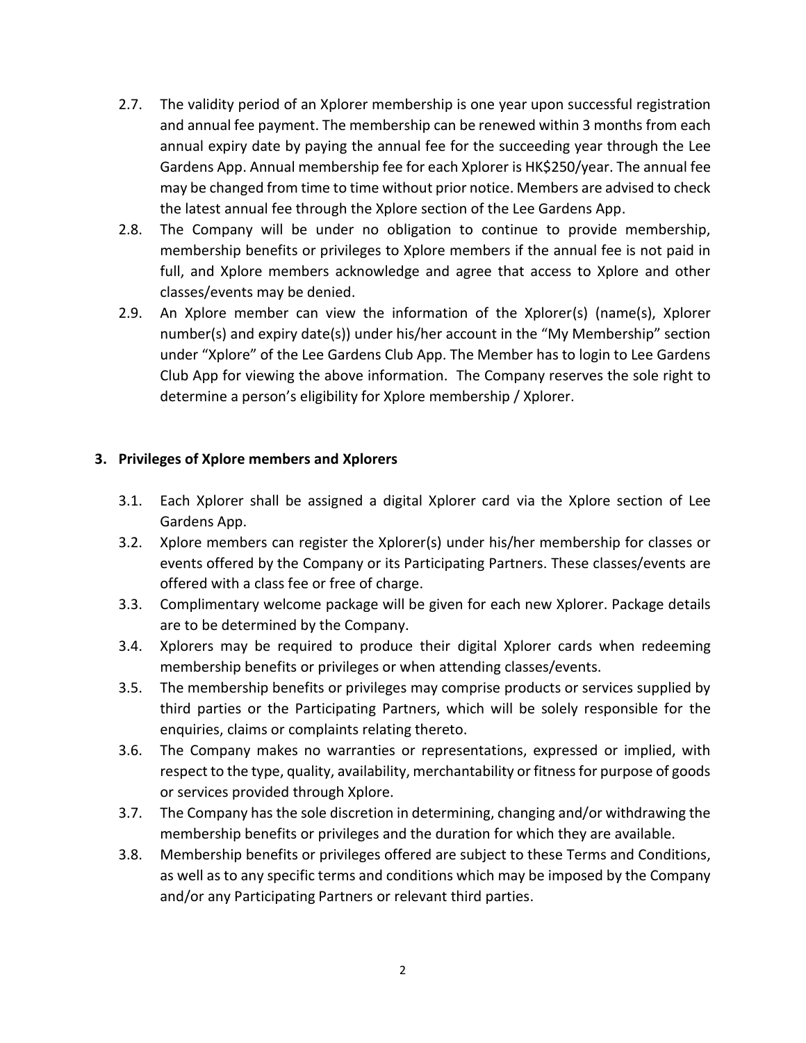2.7. The validity period of an Xplorer membership is one year upon successful registration and annual fee payment. The membership can be renewed within 3 months from each annual expiry date by paying the annual fee for the succeeding year through the Lee Gardens App. Annual membership fee for each Xplorer is HK$250/year. The annual fee may be changed from time to time without prior notice. Members are advised to check the latest annual fee through the Xplore section of the Lee Gardens App.

2.8. The Company will be under no obligation to continue to provide membership, membership benefits or privileges to Xplore members if the annual fee is not paid in full, and Xplore members acknowledge and agree that access to Xplore and other classes/events may be denied.

2.9. An Xplore member can view the information of the Xplorer(s) (name(s), Xplorer number(s) and expiry date(s)) under his/her account in the "My Membership" section under "Xplore" of the Lee Gardens Club App. The Member has to login to Lee Gardens Club App for viewing the above information. The Company reserves the sole right to determine a person's eligibility for Xplore membership / Xplorer.

## 3. Privileges of Xplore members and Xplorers

3.1. Each Xplorer shall be assigned a digital Xplorer card via the Xplore section of Lee Gardens App.

3.2. Xplore members can register the Xplorer(s) under his/her membership for classes or events offered by the Company or its Participating Partners. These classes/events are offered with a class fee or free of charge.

3.3. Complimentary welcome package will be given for each new Xplorer. Package details are to be determined by the Company.

3.4. Xplorers may be required to produce their digital Xplorer cards when redeeming membership benefits or privileges or when attending classes/events.

3.5. The membership benefits or privileges may comprise products or services supplied by third parties or the Participating Partners, which will be solely responsible for the enquiries, claims or complaints relating thereto.

3.6. The Company makes no warranties or representations, expressed or implied, with respect to the type, quality, availability, merchantability or fitness for purpose of goods or services provided through Xplore.

3.7. The Company has the sole discretion in determining, changing and/or withdrawing the membership benefits or privileges and the duration for which they are available.

3.8. Membership benefits or privileges offered are subject to these Terms and Conditions, as well as to any specific terms and conditions which may be imposed by the Company and/or any Participating Partners or relevant third parties.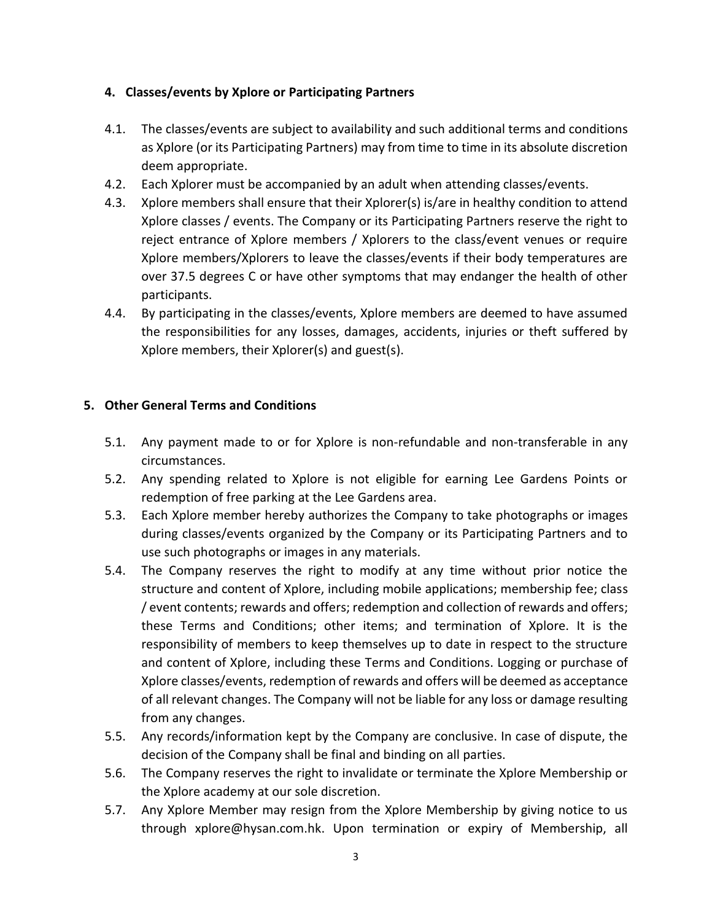## 4. Classes/events by Xplore or Participating Partners

4.1. The classes/events are subject to availability and such additional terms and conditions as Xplore (or its Participating Partners) may from time to time in its absolute discretion deem appropriate.

4.2. Each Xplorer must be accompanied by an adult when attending classes/events.

4.3. Xplore members shall ensure that their Xplorer(s) is/are in healthy condition to attend Xplore classes / events. The Company or its Participating Partners reserve the right to reject entrance of Xplore members / Xplorers to the class/event venues or require Xplore members/Xplorers to leave the classes/events if their body temperatures are over 37.5 degrees C or have other symptoms that may endanger the health of other participants.

4.4. By participating in the classes/events, Xplore members are deemed to have assumed the responsibilities for any losses, damages, accidents, injuries or theft suffered by Xplore members, their Xplorer(s) and guest(s).

## 5. Other General Terms and Conditions

5.1. Any payment made to or for Xplore is non-refundable and non-transferable in any circumstances.

5.2. Any spending related to Xplore is not eligible for earning Lee Gardens Points or redemption of free parking at the Lee Gardens area.

5.3. Each Xplore member hereby authorizes the Company to take photographs or images during classes/events organized by the Company or its Participating Partners and to use such photographs or images in any materials.

5.4. The Company reserves the right to modify at any time without prior notice the structure and content of Xplore, including mobile applications; membership fee; class / event contents; rewards and offers; redemption and collection of rewards and offers; these Terms and Conditions; other items; and termination of Xplore. It is the responsibility of members to keep themselves up to date in respect to the structure and content of Xplore, including these Terms and Conditions. Logging or purchase of Xplore classes/events, redemption of rewards and offers will be deemed as acceptance of all relevant changes. The Company will not be liable for any loss or damage resulting from any changes.

5.5. Any records/information kept by the Company are conclusive. In case of dispute, the decision of the Company shall be final and binding on all parties.

5.6. The Company reserves the right to invalidate or terminate the Xplore Membership or the Xplore academy at our sole discretion.

5.7. Any Xplore Member may resign from the Xplore Membership by giving notice to us through xplore@hysan.com.hk. Upon termination or expiry of Membership, all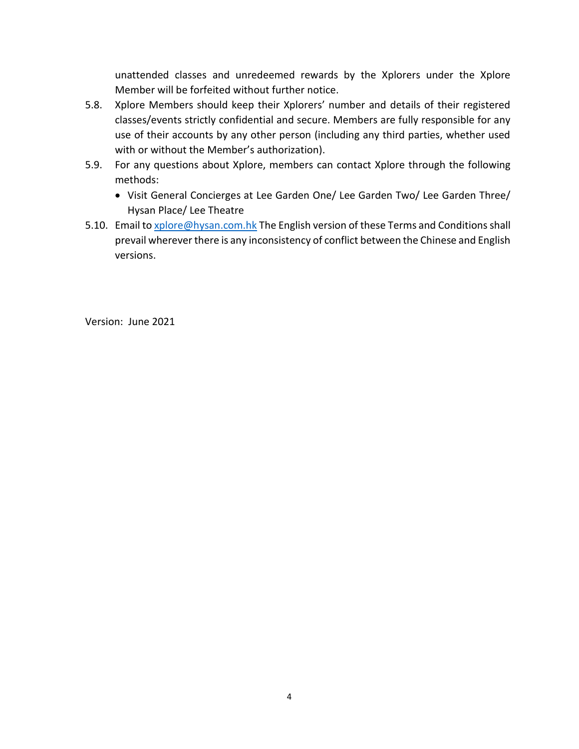unattended classes and unredeemed rewards by the Xplorers under the Xplore Member will be forfeited without further notice.

5.8. Xplore Members should keep their Xplorers' number and details of their registered classes/events strictly confidential and secure. Members are fully responsible for any use of their accounts by any other person (including any third parties, whether used with or without the Member's authorization).

5.9. For any questions about Xplore, members can contact Xplore through the following methods:

- Visit General Concierges at Lee Garden One/ Lee Garden Two/ Lee Garden Three/ Hysan Place/ Lee Theatre

5.10. Email to xplore@hysan.com.hk The English version of these Terms and Conditions shall prevail wherever there is any inconsistency of conflict between the Chinese and English versions.

Version: June 2021